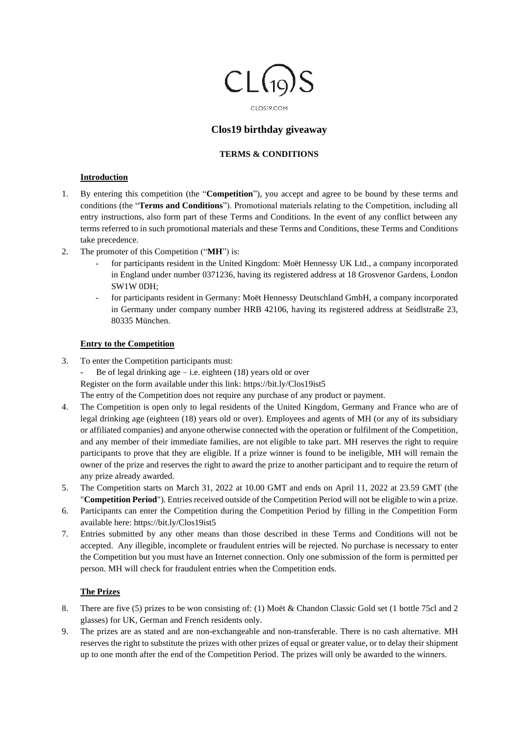CL(19)S

CLOS19.COM

# Clos19 birthday giveaway

## TERMS & CONDITIONS

### Introduction

1. By entering this competition (the "**Competition**"), you accept and agree to be bound by these terms and conditions (the "**Terms and Conditions**"). Promotional materials relating to the Competition, including all entry instructions, also form part of these Terms and Conditions. In the event of any conflict between any terms referred to in such promotional materials and these Terms and Conditions, these Terms and Conditions take precedence.
2. The promoter of this Competition ("**MH**") is:
   - for participants resident in the United Kingdom: Moët Hennessy UK Ltd., a company incorporated in England under number 0371236, having its registered address at 18 Grosvenor Gardens, London SW1W 0DH;
   - for participants resident in Germany: Moët Hennessy Deutschland GmbH, a company incorporated in Germany under company number HRB 42106, having its registered address at Seidlstraße 23, 80335 München.

### Entry to the Competition

3. To enter the Competition participants must:
   - Be of legal drinking age – i.e. eighteen (18) years old or over

   Register on the form available under this link: https://bit.ly/Clos19ist5

   The entry of the Competition does not require any purchase of any product or payment.
4. The Competition is open only to legal residents of the United Kingdom, Germany and France who are of legal drinking age (eighteen (18) years old or over). Employees and agents of MH (or any of its subsidiary or affiliated companies) and anyone otherwise connected with the operation or fulfilment of the Competition, and any member of their immediate families, are not eligible to take part. MH reserves the right to require participants to prove that they are eligible. If a prize winner is found to be ineligible, MH will remain the owner of the prize and reserves the right to award the prize to another participant and to require the return of any prize already awarded.
5. The Competition starts on March 31, 2022 at 10.00 GMT and ends on April 11, 2022 at 23.59 GMT (the "**Competition Period**"). Entries received outside of the Competition Period will not be eligible to win a prize.
6. Participants can enter the Competition during the Competition Period by filling in the Competition Form available here: https://bit.ly/Clos19ist5
7. Entries submitted by any other means than those described in these Terms and Conditions will not be accepted. Any illegible, incomplete or fraudulent entries will be rejected. No purchase is necessary to enter the Competition but you must have an Internet connection. Only one submission of the form is permitted per person. MH will check for fraudulent entries when the Competition ends.

### The Prizes

8. There are five (5) prizes to be won consisting of: (1) Moët & Chandon Classic Gold set (1 bottle 75cl and 2 glasses) for UK, German and French residents only.
9. The prizes are as stated and are non-exchangeable and non-transferable. There is no cash alternative. MH reserves the right to substitute the prizes with other prizes of equal or greater value, or to delay their shipment up to one month after the end of the Competition Period. The prizes will only be awarded to the winners.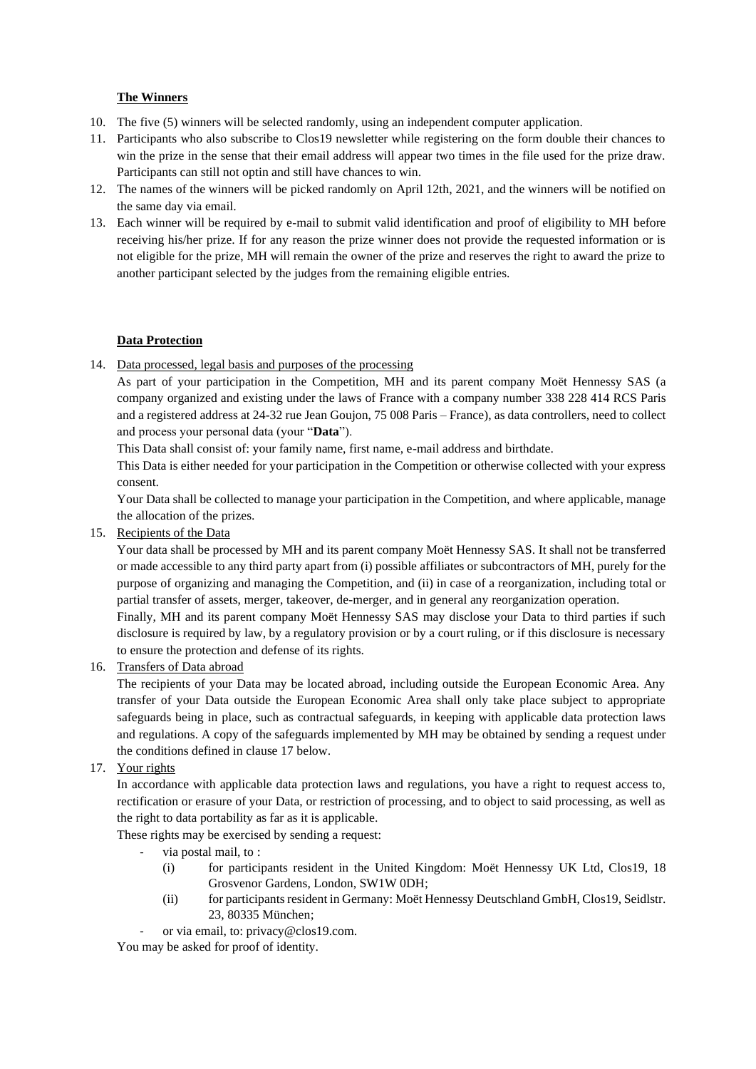**The Winners**

10. The five (5) winners will be selected randomly, using an independent computer application.
11. Participants who also subscribe to Clos19 newsletter while registering on the form double their chances to win the prize in the sense that their email address will appear two times in the file used for the prize draw. Participants can still not optin and still have chances to win.
12. The names of the winners will be picked randomly on April 12th, 2021, and the winners will be notified on the same day via email.
13. Each winner will be required by e-mail to submit valid identification and proof of eligibility to MH before receiving his/her prize. If for any reason the prize winner does not provide the requested information or is not eligible for the prize, MH will remain the owner of the prize and reserves the right to award the prize to another participant selected by the judges from the remaining eligible entries.

**Data Protection**

14. Data processed, legal basis and purposes of the processing

    As part of your participation in the Competition, MH and its parent company Moët Hennessy SAS (a company organized and existing under the laws of France with a company number 338 228 414 RCS Paris and a registered address at 24-32 rue Jean Goujon, 75 008 Paris – France), as data controllers, need to collect and process your personal data (your "**Data**").

    This Data shall consist of: your family name, first name, e-mail address and birthdate.

    This Data is either needed for your participation in the Competition or otherwise collected with your express consent.

    Your Data shall be collected to manage your participation in the Competition, and where applicable, manage the allocation of the prizes.

15. Recipients of the Data

    Your data shall be processed by MH and its parent company Moët Hennessy SAS. It shall not be transferred or made accessible to any third party apart from (i) possible affiliates or subcontractors of MH, purely for the purpose of organizing and managing the Competition, and (ii) in case of a reorganization, including total or partial transfer of assets, merger, takeover, de-merger, and in general any reorganization operation.

    Finally, MH and its parent company Moët Hennessy SAS may disclose your Data to third parties if such disclosure is required by law, by a regulatory provision or by a court ruling, or if this disclosure is necessary to ensure the protection and defense of its rights.

16. Transfers of Data abroad

    The recipients of your Data may be located abroad, including outside the European Economic Area. Any transfer of your Data outside the European Economic Area shall only take place subject to appropriate safeguards being in place, such as contractual safeguards, in keeping with applicable data protection laws and regulations. A copy of the safeguards implemented by MH may be obtained by sending a request under the conditions defined in clause 17 below.

17. Your rights

    In accordance with applicable data protection laws and regulations, you have a right to request access to, rectification or erasure of your Data, or restriction of processing, and to object to said processing, as well as the right to data portability as far as it is applicable.

    These rights may be exercised by sending a request:

    - via postal mail, to :
        (i) for participants resident in the United Kingdom: Moët Hennessy UK Ltd, Clos19, 18 Grosvenor Gardens, London, SW1W 0DH;
        (ii) for participants resident in Germany: Moët Hennessy Deutschland GmbH, Clos19, Seidlstr. 23, 80335 München;
    - or via email, to: privacy@clos19.com.

    You may be asked for proof of identity.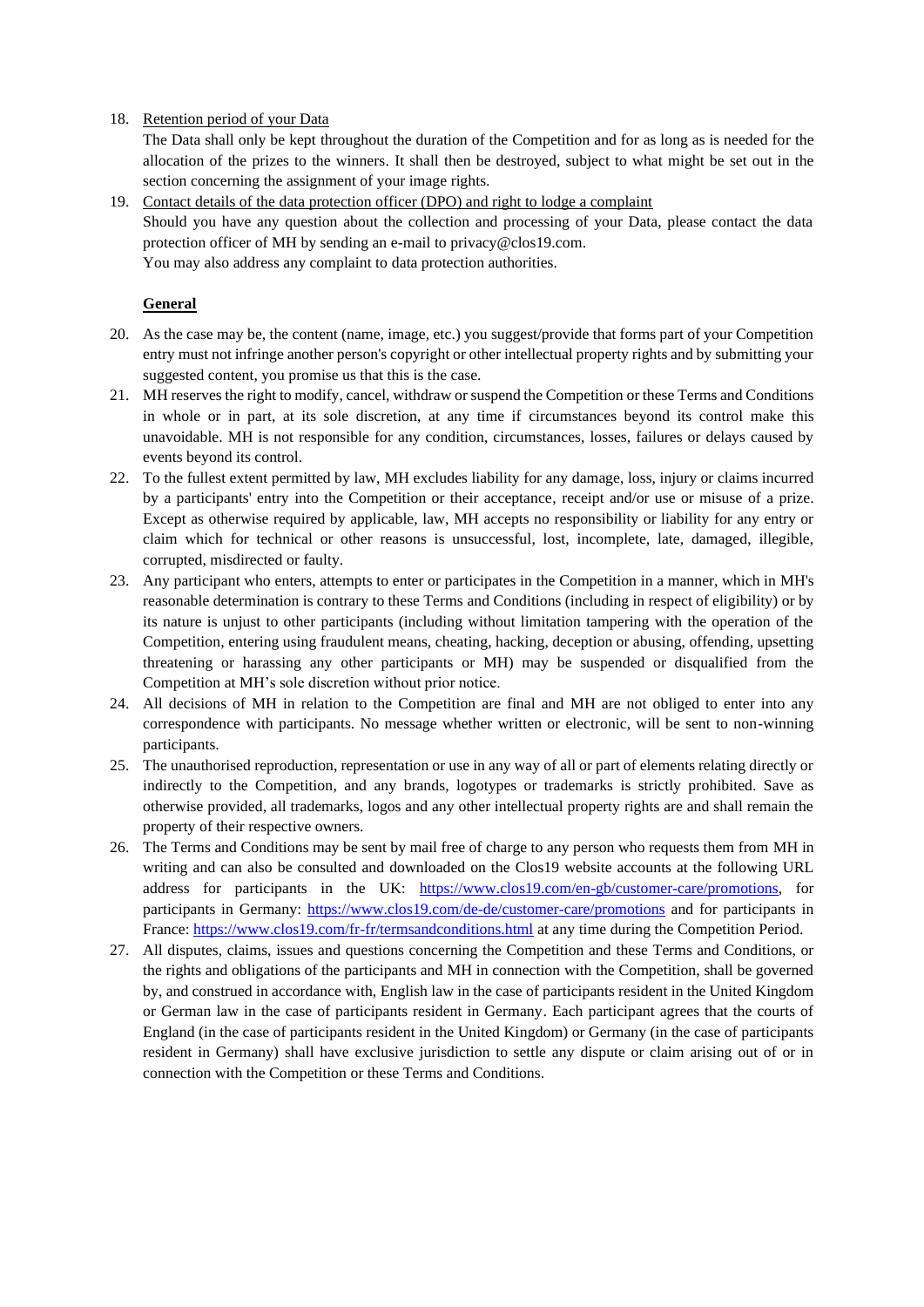18. <u>Retention period of your Data</u>
    The Data shall only be kept throughout the duration of the Competition and for as long as is needed for the allocation of the prizes to the winners. It shall then be destroyed, subject to what might be set out in the section concerning the assignment of your image rights.
19. <u>Contact details of the data protection officer (DPO) and right to lodge a complaint</u>
    Should you have any question about the collection and processing of your Data, please contact the data protection officer of MH by sending an e-mail to privacy@clos19.com.
    You may also address any complaint to data protection authorities.

**<u>General</u>**

20. As the case may be, the content (name, image, etc.) you suggest/provide that forms part of your Competition entry must not infringe another person's copyright or other intellectual property rights and by submitting your suggested content, you promise us that this is the case.
21. MH reserves the right to modify, cancel, withdraw or suspend the Competition or these Terms and Conditions in whole or in part, at its sole discretion, at any time if circumstances beyond its control make this unavoidable. MH is not responsible for any condition, circumstances, losses, failures or delays caused by events beyond its control.
22. To the fullest extent permitted by law, MH excludes liability for any damage, loss, injury or claims incurred by a participants' entry into the Competition or their acceptance, receipt and/or use or misuse of a prize. Except as otherwise required by applicable, law, MH accepts no responsibility or liability for any entry or claim which for technical or other reasons is unsuccessful, lost, incomplete, late, damaged, illegible, corrupted, misdirected or faulty.
23. Any participant who enters, attempts to enter or participates in the Competition in a manner, which in MH's reasonable determination is contrary to these Terms and Conditions (including in respect of eligibility) or by its nature is unjust to other participants (including without limitation tampering with the operation of the Competition, entering using fraudulent means, cheating, hacking, deception or abusing, offending, upsetting threatening or harassing any other participants or MH) may be suspended or disqualified from the Competition at MH's sole discretion without prior notice.
24. All decisions of MH in relation to the Competition are final and MH are not obliged to enter into any correspondence with participants. No message whether written or electronic, will be sent to non-winning participants.
25. The unauthorised reproduction, representation or use in any way of all or part of elements relating directly or indirectly to the Competition, and any brands, logotypes or trademarks is strictly prohibited. Save as otherwise provided, all trademarks, logos and any other intellectual property rights are and shall remain the property of their respective owners.
26. The Terms and Conditions may be sent by mail free of charge to any person who requests them from MH in writing and can also be consulted and downloaded on the Clos19 website accounts at the following URL address for participants in the UK: [https://www.clos19.com/en-gb/customer-care/promotions](https://www.clos19.com/en-gb/customer-care/promotions), for participants in Germany: [https://www.clos19.com/de-de/customer-care/promotions](https://www.clos19.com/de-de/customer-care/promotions) and for participants in France: [https://www.clos19.com/fr-fr/termsandconditions.html](https://www.clos19.com/fr-fr/termsandconditions.html) at any time during the Competition Period.
27. All disputes, claims, issues and questions concerning the Competition and these Terms and Conditions, or the rights and obligations of the participants and MH in connection with the Competition, shall be governed by, and construed in accordance with, English law in the case of participants resident in the United Kingdom or German law in the case of participants resident in Germany. Each participant agrees that the courts of England (in the case of participants resident in the United Kingdom) or Germany (in the case of participants resident in Germany) shall have exclusive jurisdiction to settle any dispute or claim arising out of or in connection with the Competition or these Terms and Conditions.